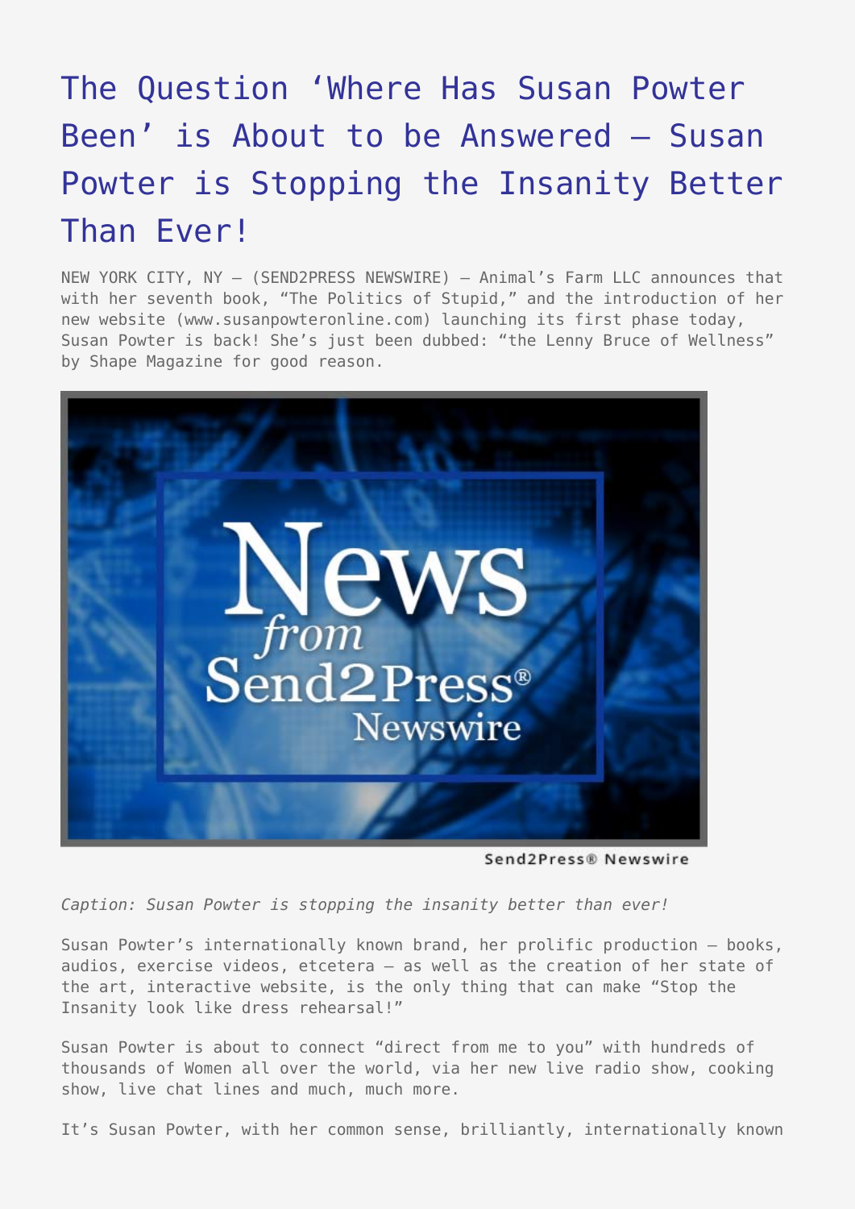# The Question 'Where Has Susan Powter Been' is About to be Answered – Susan Powter is Stopping the Insanity Better Than Ever!

NEW YORK CITY, NY – (SEND2PRESS NEWSWIRE) — Animal's Farm LLC announces that with her seventh book, "The Politics of Stupid," and the introduction of her new website (www.susanpowteronline.com) launching its first phase today, Susan Powter is back! She's just been dubbed: "the Lenny Bruce of Wellness" by Shape Magazine for good reason.

*Caption: Susan Powter is stopping the insanity better than ever!*

Susan Powter's internationally known brand, her prolific production – books, audios, exercise videos, etcetera – as well as the creation of her state of the art, interactive website, is the only thing that can make "Stop the Insanity look like dress rehearsal!"

Susan Powter is about to connect "direct from me to you" with hundreds of thousands of Women all over the world, via her new live radio show, cooking show, live chat lines and much, much more.

It's Susan Powter, with her common sense, brilliantly, internationally known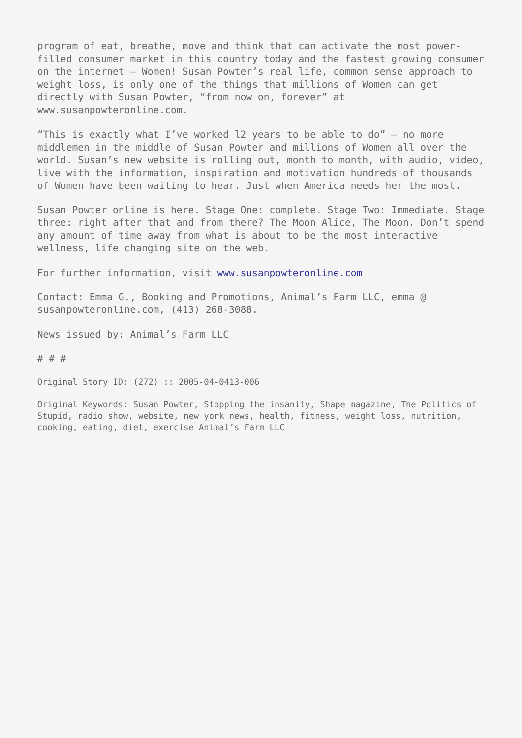program of eat, breathe, move and think that can activate the most power-filled consumer market in this country today and the fastest growing consumer on the internet – Women! Susan Powter's real life, common sense approach to weight loss, is only one of the things that millions of Women can get directly with Susan Powter, "from now on, forever" at www.susanpowteronline.com.

"This is exactly what I've worked l2 years to be able to do" – no more middlemen in the middle of Susan Powter and millions of Women all over the world. Susan's new website is rolling out, month to month, with audio, video, live with the information, inspiration and motivation hundreds of thousands of Women have been waiting to hear. Just when America needs her the most.

Susan Powter online is here. Stage One: complete. Stage Two: Immediate. Stage three: right after that and from there? The Moon Alice, The Moon. Don't spend any amount of time away from what is about to be the most interactive wellness, life changing site on the web.

For further information, visit www.susanpowteronline.com

Contact: Emma G., Booking and Promotions, Animal's Farm LLC, emma @ susanpowteronline.com, (413) 268-3088.

News issued by: Animal's Farm LLC

# # #

Original Story ID: (272) :: 2005-04-0413-006

Original Keywords: Susan Powter, Stopping the insanity, Shape magazine, The Politics of Stupid, radio show, website, new york news, health, fitness, weight loss, nutrition, cooking, eating, diet, exercise Animal's Farm LLC